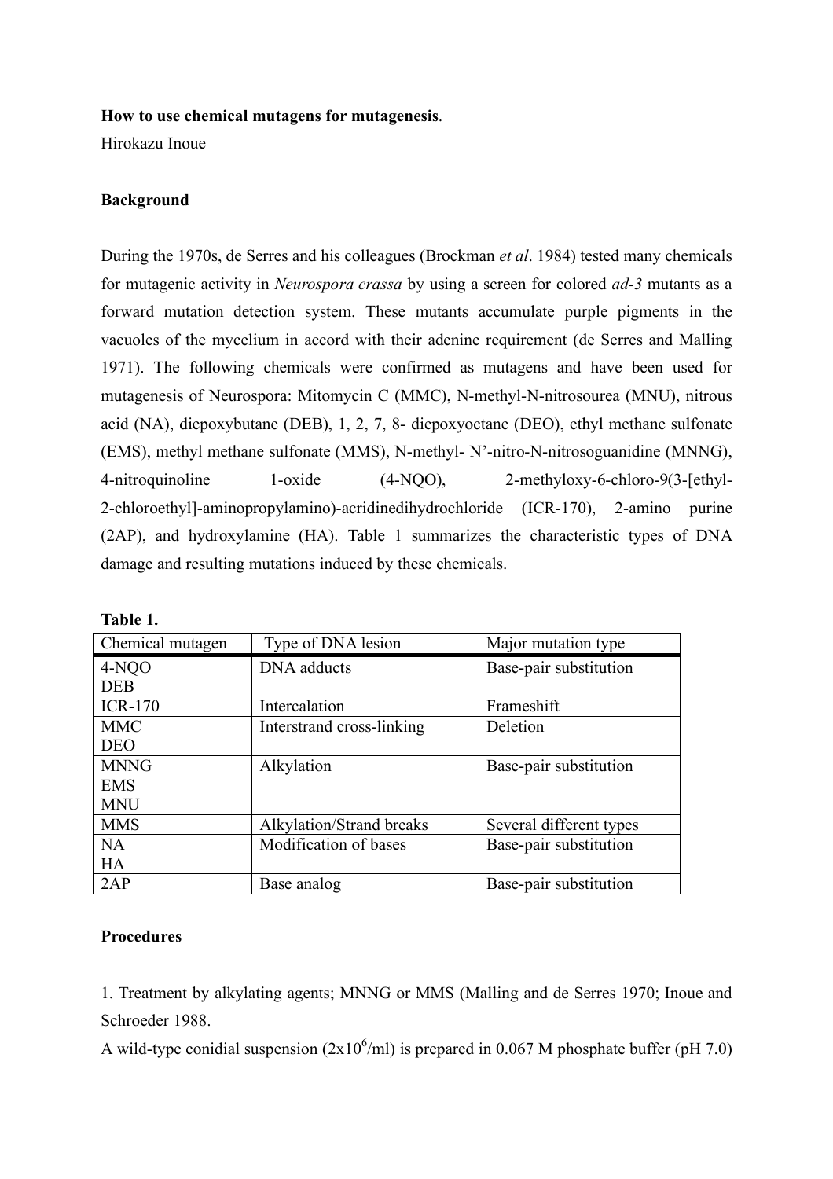**How to use chemical mutagens for mutagenesis**.

Hirokazu Inoue

**Background**

During the 1970s, de Serres and his colleagues (Brockman *et al*. 1984) tested many chemicals for mutagenic activity in *Neurospora crassa* by using a screen for colored *ad-3* mutants as a forward mutation detection system. These mutants accumulate purple pigments in the vacuoles of the mycelium in accord with their adenine requirement (de Serres and Malling 1971). The following chemicals were confirmed as mutagens and have been used for mutagenesis of Neurospora: Mitomycin C (MMC), N-methyl-N-nitrosourea (MNU), nitrous acid (NA), diepoxybutane (DEB), 1, 2, 7, 8- diepoxyoctane (DEO), ethyl methane sulfonate (EMS), methyl methane sulfonate (MMS), N-methyl- N'-nitro-N-nitrosoguanidine (MNNG), 4-nitroquinoline 1-oxide (4-NQO), 2-methyloxy-6-chloro-9(3-[ethyl-2-chloroethyl]-aminopropylamino)-acridinedihydrochloride (ICR-170), 2-amino purine (2AP), and hydroxylamine (HA). Table 1 summarizes the characteristic types of DNA damage and resulting mutations induced by these chemicals.

**Table 1.**

| Chemical mutagen | Type of DNA lesion | Major mutation type |
|---|---|---|
| 4-NQO<br>DEB | DNA adducts | Base-pair substitution |
| ICR-170 | Intercalation | Frameshift |
| MMC<br>DEO | Interstrand cross-linking | Deletion |
| MNNG<br>EMS<br>MNU | Alkylation | Base-pair substitution |
| MMS | Alkylation/Strand breaks | Several different types |
| NA<br>HA | Modification of bases | Base-pair substitution |
| 2AP | Base analog | Base-pair substitution |

**Procedures**

1. Treatment by alkylating agents; MNNG or MMS (Malling and de Serres 1970; Inoue and Schroeder 1988.

A wild-type conidial suspension ($2x10^6$/ml) is prepared in 0.067 M phosphate buffer (pH 7.0)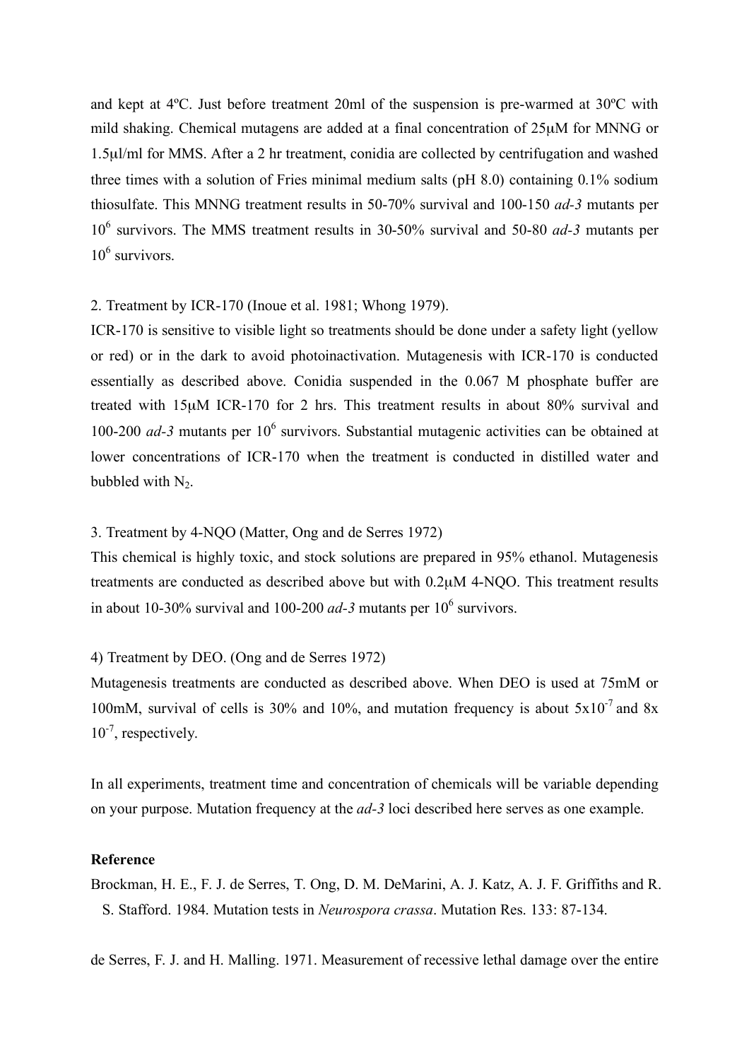and kept at 4ºC. Just before treatment 20ml of the suspension is pre-warmed at 30ºC with mild shaking. Chemical mutagens are added at a final concentration of 25μM for MNNG or 1.5μl/ml for MMS. After a 2 hr treatment, conidia are collected by centrifugation and washed three times with a solution of Fries minimal medium salts (pH 8.0) containing 0.1% sodium thiosulfate. This MNNG treatment results in 50-70% survival and 100-150 *ad-3* mutants per $10^6$ survivors. The MMS treatment results in 30-50% survival and 50-80 *ad-3* mutants per $10^6$ survivors.

2. Treatment by ICR-170 (Inoue et al. 1981; Whong 1979).

ICR-170 is sensitive to visible light so treatments should be done under a safety light (yellow or red) or in the dark to avoid photoinactivation. Mutagenesis with ICR-170 is conducted essentially as described above. Conidia suspended in the 0.067 M phosphate buffer are treated with 15μM ICR-170 for 2 hrs. This treatment results in about 80% survival and 100-200 *ad-3* mutants per $10^6$ survivors. Substantial mutagenic activities can be obtained at lower concentrations of ICR-170 when the treatment is conducted in distilled water and bubbled with $N_2$.

3. Treatment by 4-NQO (Matter, Ong and de Serres 1972)

This chemical is highly toxic, and stock solutions are prepared in 95% ethanol. Mutagenesis treatments are conducted as described above but with 0.2μM 4-NQO. This treatment results in about 10-30% survival and 100-200 *ad-3* mutants per $10^6$ survivors.

4) Treatment by DEO. (Ong and de Serres 1972)

Mutagenesis treatments are conducted as described above. When DEO is used at 75mM or 100mM, survival of cells is 30% and 10%, and mutation frequency is about $5 \times 10^{-7}$ and $8 \times 10^{-7}$, respectively.

In all experiments, treatment time and concentration of chemicals will be variable depending on your purpose. Mutation frequency at the *ad-3* loci described here serves as one example.

**Reference**

Brockman, H. E., F. J. de Serres, T. Ong, D. M. DeMarini, A. J. Katz, A. J. F. Griffiths and R. S. Stafford. 1984. Mutation tests in *Neurospora crassa*. Mutation Res. 133: 87-134.

de Serres, F. J. and H. Malling. 1971. Measurement of recessive lethal damage over the entire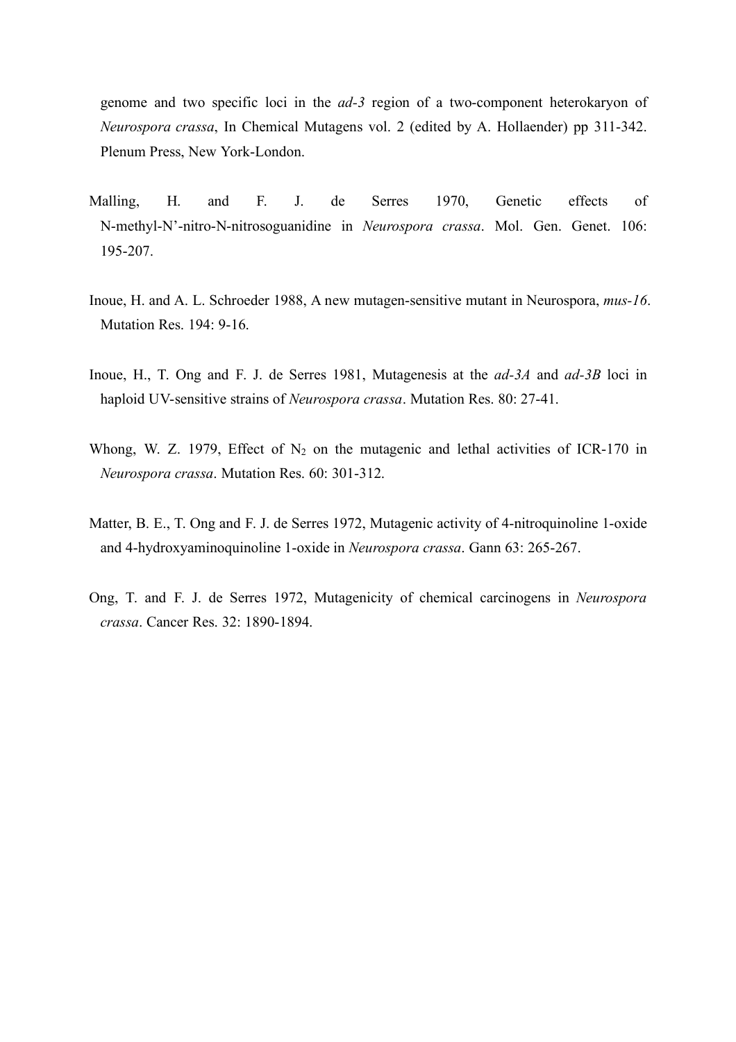genome and two specific loci in the *ad-3* region of a two-component heterokaryon of *Neurospora crassa*, In Chemical Mutagens vol. 2 (edited by A. Hollaender) pp 311-342. Plenum Press, New York-London.

Malling, H. and F. J. de Serres 1970, Genetic effects of N-methyl-N'-nitro-N-nitrosoguanidine in *Neurospora crassa*. Mol. Gen. Genet. 106: 195-207.

Inoue, H. and A. L. Schroeder 1988, A new mutagen-sensitive mutant in Neurospora, *mus-16*. Mutation Res. 194: 9-16.

Inoue, H., T. Ong and F. J. de Serres 1981, Mutagenesis at the *ad-3A* and *ad-3B* loci in haploid UV-sensitive strains of *Neurospora crassa*. Mutation Res. 80: 27-41.

Whong, W. Z. 1979, Effect of $N_2$ on the mutagenic and lethal activities of ICR-170 in *Neurospora crassa*. Mutation Res. 60: 301-312.

Matter, B. E., T. Ong and F. J. de Serres 1972, Mutagenic activity of 4-nitroquinoline 1-oxide and 4-hydroxyaminoquinoline 1-oxide in *Neurospora crassa*. Gann 63: 265-267.

Ong, T. and F. J. de Serres 1972, Mutagenicity of chemical carcinogens in *Neurospora crassa*. Cancer Res. 32: 1890-1894.